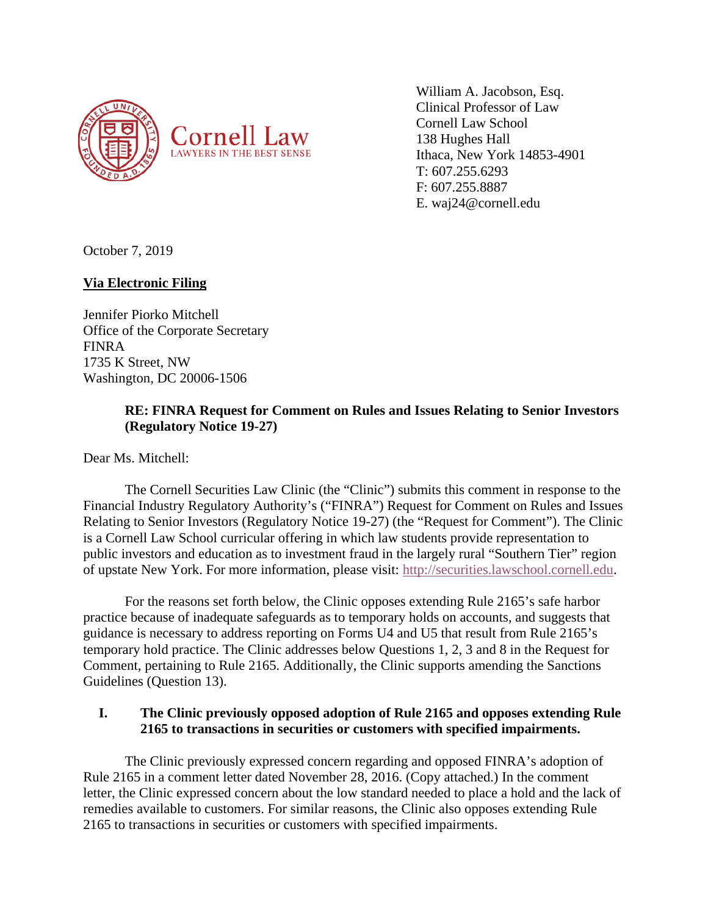Cornell Law
LAWYERS IN THE BEST SENSE

William A. Jacobson, Esq.
Clinical Professor of Law
Cornell Law School
138 Hughes Hall
Ithaca, New York 14853-4901
T: 607.255.6293
F: 607.255.8887
E. waj24@cornell.edu

October 7, 2019

**Via Electronic Filing**

Jennifer Piorko Mitchell
Office of the Corporate Secretary
FINRA
1735 K Street, NW
Washington, DC 20006-1506

**RE: FINRA Request for Comment on Rules and Issues Relating to Senior Investors (Regulatory Notice 19-27)**

Dear Ms. Mitchell:

The Cornell Securities Law Clinic (the "Clinic") submits this comment in response to the Financial Industry Regulatory Authority's ("FINRA") Request for Comment on Rules and Issues Relating to Senior Investors (Regulatory Notice 19-27) (the "Request for Comment"). The Clinic is a Cornell Law School curricular offering in which law students provide representation to public investors and education as to investment fraud in the largely rural "Southern Tier" region of upstate New York. For more information, please visit: http://securities.lawschool.cornell.edu.

For the reasons set forth below, the Clinic opposes extending Rule 2165's safe harbor practice because of inadequate safeguards as to temporary holds on accounts, and suggests that guidance is necessary to address reporting on Forms U4 and U5 that result from Rule 2165's temporary hold practice. The Clinic addresses below Questions 1, 2, 3 and 8 in the Request for Comment, pertaining to Rule 2165. Additionally, the Clinic supports amending the Sanctions Guidelines (Question 13).

## I. The Clinic previously opposed adoption of Rule 2165 and opposes extending Rule 2165 to transactions in securities or customers with specified impairments.

The Clinic previously expressed concern regarding and opposed FINRA's adoption of Rule 2165 in a comment letter dated November 28, 2016. (Copy attached.) In the comment letter, the Clinic expressed concern about the low standard needed to place a hold and the lack of remedies available to customers. For similar reasons, the Clinic also opposes extending Rule 2165 to transactions in securities or customers with specified impairments.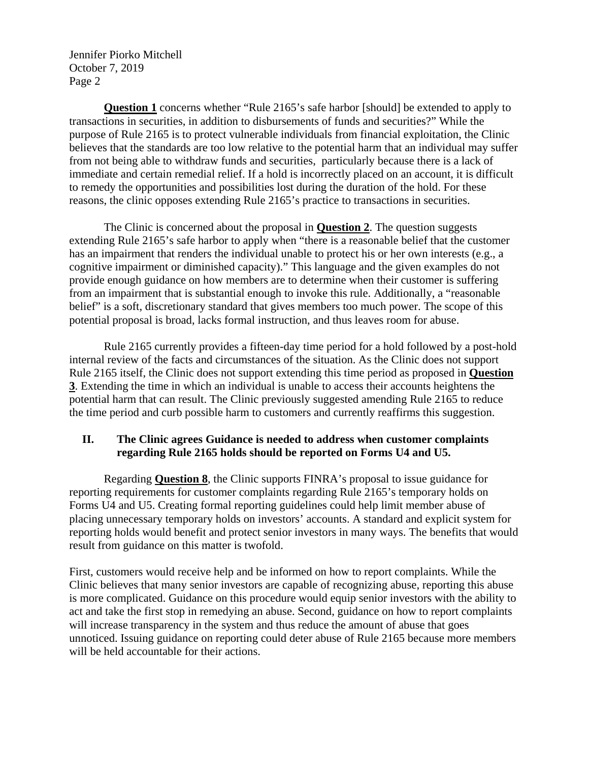**<u>Question 1</u>** concerns whether "Rule 2165's safe harbor [should] be extended to apply to transactions in securities, in addition to disbursements of funds and securities?" While the purpose of Rule 2165 is to protect vulnerable individuals from financial exploitation, the Clinic believes that the standards are too low relative to the potential harm that an individual may suffer from not being able to withdraw funds and securities, particularly because there is a lack of immediate and certain remedial relief. If a hold is incorrectly placed on an account, it is difficult to remedy the opportunities and possibilities lost during the duration of the hold. For these reasons, the clinic opposes extending Rule 2165's practice to transactions in securities.

The Clinic is concerned about the proposal in **<u>Question 2</u>**. The question suggests extending Rule 2165's safe harbor to apply when "there is a reasonable belief that the customer has an impairment that renders the individual unable to protect his or her own interests (e.g., a cognitive impairment or diminished capacity)." This language and the given examples do not provide enough guidance on how members are to determine when their customer is suffering from an impairment that is substantial enough to invoke this rule. Additionally, a "reasonable belief" is a soft, discretionary standard that gives members too much power. The scope of this potential proposal is broad, lacks formal instruction, and thus leaves room for abuse.

Rule 2165 currently provides a fifteen-day time period for a hold followed by a post-hold internal review of the facts and circumstances of the situation. As the Clinic does not support Rule 2165 itself, the Clinic does not support extending this time period as proposed in **<u>Question 3</u>**. Extending the time in which an individual is unable to access their accounts heightens the potential harm that can result. The Clinic previously suggested amending Rule 2165 to reduce the time period and curb possible harm to customers and currently reaffirms this suggestion.

## II. The Clinic agrees Guidance is needed to address when customer complaints regarding Rule 2165 holds should be reported on Forms U4 and U5.

Regarding **<u>Question 8</u>**, the Clinic supports FINRA's proposal to issue guidance for reporting requirements for customer complaints regarding Rule 2165's temporary holds on Forms U4 and U5. Creating formal reporting guidelines could help limit member abuse of placing unnecessary temporary holds on investors' accounts. A standard and explicit system for reporting holds would benefit and protect senior investors in many ways. The benefits that would result from guidance on this matter is twofold.

First, customers would receive help and be informed on how to report complaints. While the Clinic believes that many senior investors are capable of recognizing abuse, reporting this abuse is more complicated. Guidance on this procedure would equip senior investors with the ability to act and take the first stop in remedying an abuse. Second, guidance on how to report complaints will increase transparency in the system and thus reduce the amount of abuse that goes unnoticed. Issuing guidance on reporting could deter abuse of Rule 2165 because more members will be held accountable for their actions.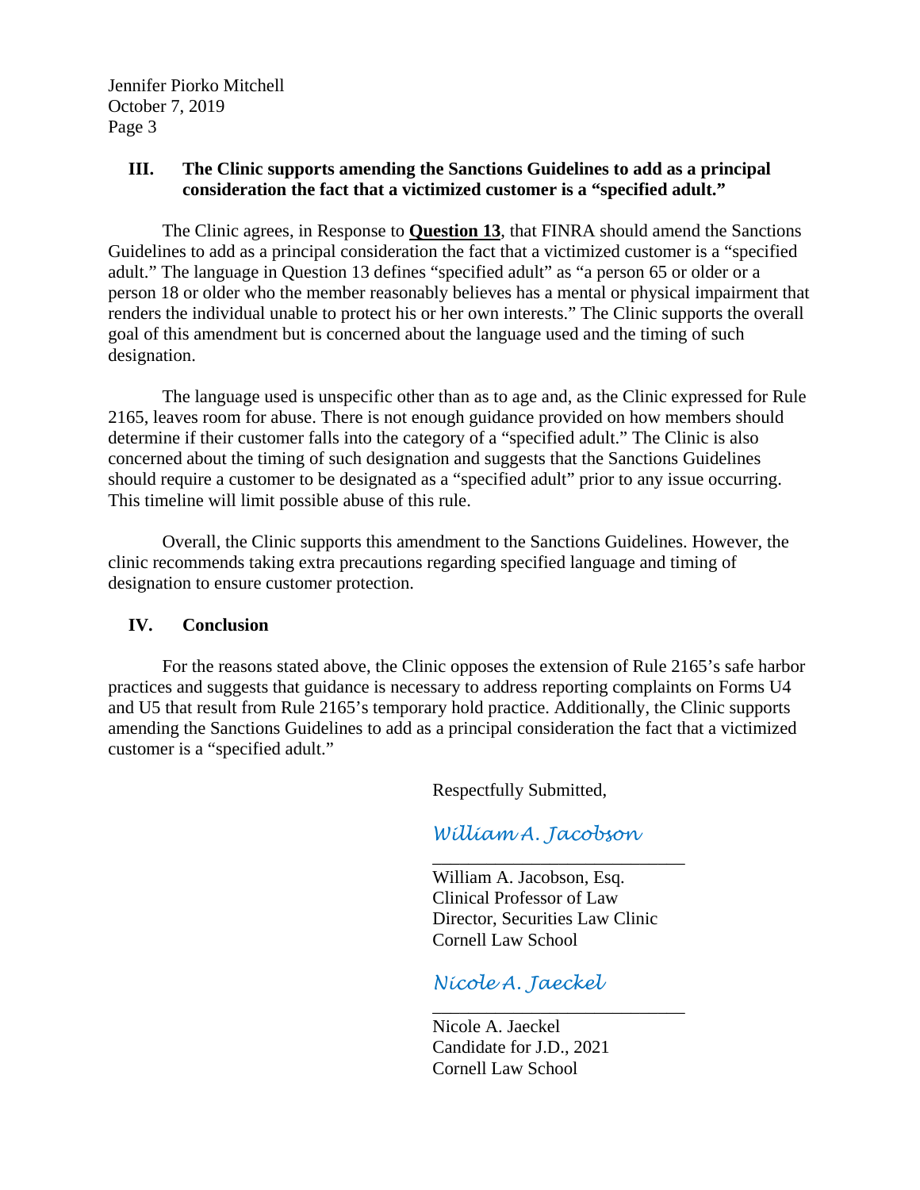## III. The Clinic supports amending the Sanctions Guidelines to add as a principal consideration the fact that a victimized customer is a "specified adult."

The Clinic agrees, in Response to **<u>Question 13</u>**, that FINRA should amend the Sanctions Guidelines to add as a principal consideration the fact that a victimized customer is a "specified adult." The language in Question 13 defines "specified adult" as "a person 65 or older or a person 18 or older who the member reasonably believes has a mental or physical impairment that renders the individual unable to protect his or her own interests." The Clinic supports the overall goal of this amendment but is concerned about the language used and the timing of such designation.

The language used is unspecific other than as to age and, as the Clinic expressed for Rule 2165, leaves room for abuse. There is not enough guidance provided on how members should determine if their customer falls into the category of a "specified adult." The Clinic is also concerned about the timing of such designation and suggests that the Sanctions Guidelines should require a customer to be designated as a "specified adult" prior to any issue occurring. This timeline will limit possible abuse of this rule.

Overall, the Clinic supports this amendment to the Sanctions Guidelines. However, the clinic recommends taking extra precautions regarding specified language and timing of designation to ensure customer protection.

## IV. Conclusion

For the reasons stated above, the Clinic opposes the extension of Rule 2165's safe harbor practices and suggests that guidance is necessary to address reporting complaints on Forms U4 and U5 that result from Rule 2165's temporary hold practice. Additionally, the Clinic supports amending the Sanctions Guidelines to add as a principal consideration the fact that a victimized customer is a "specified adult."

Respectfully Submitted,

*William A. Jacobson*

William A. Jacobson, Esq.
Clinical Professor of Law
Director, Securities Law Clinic
Cornell Law School

*Nicole A. Jaeckel*

Nicole A. Jaeckel
Candidate for J.D., 2021
Cornell Law School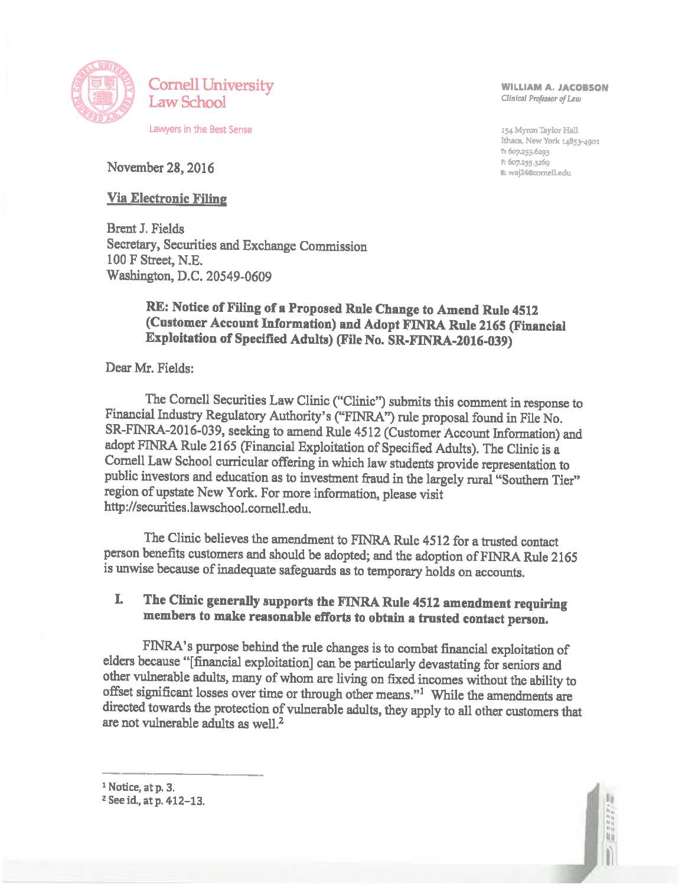Cornell University Law School

Lawyers in the Best Sense

**WILLIAM A. JACOBSON**
*Clinical Professor of Law*

154 Myron Taylor Hall
Ithaca, New York 14853-4901
T: 607.255.6293
F: 607.255.3269
E: waj24@cornell.edu

November 28, 2016

**Via Electronic Filing**

Brent J. Fields
Secretary, Securities and Exchange Commission
100 F Street, N.E.
Washington, D.C. 20549-0609

**RE: Notice of Filing of a Proposed Rule Change to Amend Rule 4512 (Customer Account Information) and Adopt FINRA Rule 2165 (Financial Exploitation of Specified Adults) (File No. SR-FINRA-2016-039)**

Dear Mr. Fields:

The Cornell Securities Law Clinic ("Clinic") submits this comment in response to Financial Industry Regulatory Authority's ("FINRA") rule proposal found in File No. SR-FINRA-2016-039, seeking to amend Rule 4512 (Customer Account Information) and adopt FINRA Rule 2165 (Financial Exploitation of Specified Adults). The Clinic is a Cornell Law School curricular offering in which law students provide representation to public investors and education as to investment fraud in the largely rural "Southern Tier" region of upstate New York. For more information, please visit http://securities.lawschool.cornell.edu.

The Clinic believes the amendment to FINRA Rule 4512 for a trusted contact person benefits customers and should be adopted; and the adoption of FINRA Rule 2165 is unwise because of inadequate safeguards as to temporary holds on accounts.

## I. The Clinic generally supports the FINRA Rule 4512 amendment requiring members to make reasonable efforts to obtain a trusted contact person.

FINRA's purpose behind the rule changes is to combat financial exploitation of elders because "[financial exploitation] can be particularly devastating for seniors and other vulnerable adults, many of whom are living on fixed incomes without the ability to offset significant losses over time or through other means."[1] While the amendments are directed towards the protection of vulnerable adults, they apply to all other customers that are not vulnerable adults as well.[2]

---

[1] Notice, at p. 3.
[2] See id., at p. 412–13.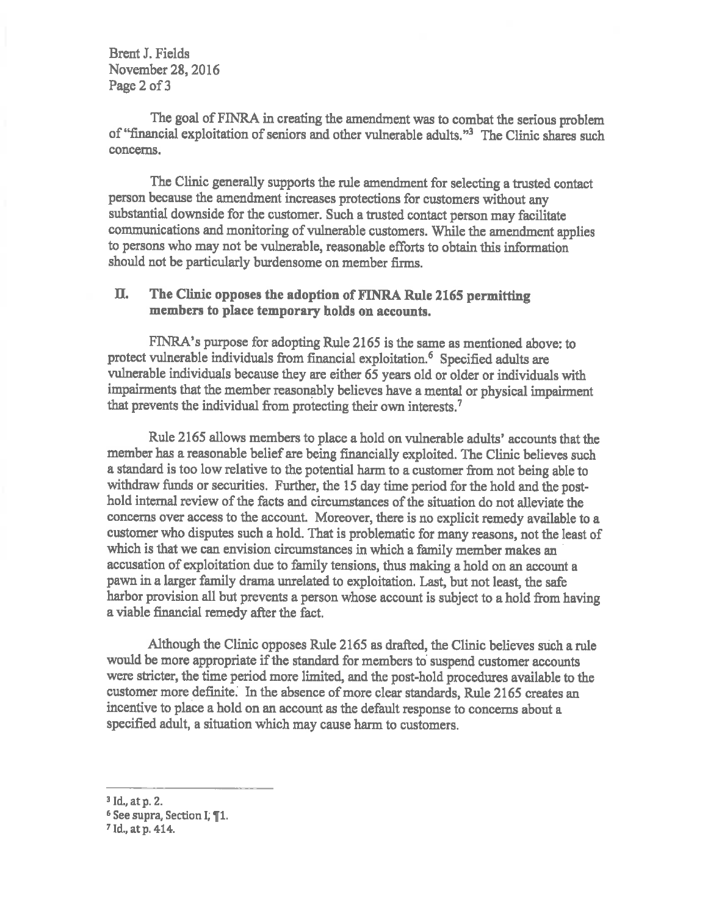The goal of FINRA in creating the amendment was to combat the serious problem of "financial exploitation of seniors and other vulnerable adults."[3] The Clinic shares such concerns.

The Clinic generally supports the rule amendment for selecting a trusted contact person because the amendment increases protections for customers without any substantial downside for the customer. Such a trusted contact person may facilitate communications and monitoring of vulnerable customers. While the amendment applies to persons who may not be vulnerable, reasonable efforts to obtain this information should not be particularly burdensome on member firms.

## II. The Clinic opposes the adoption of FINRA Rule 2165 permitting members to place temporary holds on accounts.

FINRA's purpose for adopting Rule 2165 is the same as mentioned above: to protect vulnerable individuals from financial exploitation.[6] Specified adults are vulnerable individuals because they are either 65 years old or older or individuals with impairments that the member reasonably believes have a mental or physical impairment that prevents the individual from protecting their own interests.[7]

Rule 2165 allows members to place a hold on vulnerable adults' accounts that the member has a reasonable belief are being financially exploited. The Clinic believes such a standard is too low relative to the potential harm to a customer from not being able to withdraw funds or securities. Further, the 15 day time period for the hold and the post-hold internal review of the facts and circumstances of the situation do not alleviate the concerns over access to the account. Moreover, there is no explicit remedy available to a customer who disputes such a hold. That is problematic for many reasons, not the least of which is that we can envision circumstances in which a family member makes an accusation of exploitation due to family tensions, thus making a hold on an account a pawn in a larger family drama unrelated to exploitation. Last, but not least, the safe harbor provision all but prevents a person whose account is subject to a hold from having a viable financial remedy after the fact.

Although the Clinic opposes Rule 2165 as drafted, the Clinic believes such a rule would be more appropriate if the standard for members to suspend customer accounts were stricter, the time period more limited, and the post-hold procedures available to the customer more definite. In the absence of more clear standards, Rule 2165 creates an incentive to place a hold on an account as the default response to concerns about a specified adult, a situation which may cause harm to customers.

---

[3] Id., at p. 2.

[6] See supra, Section I, ¶1.

[7] Id., at p. 414.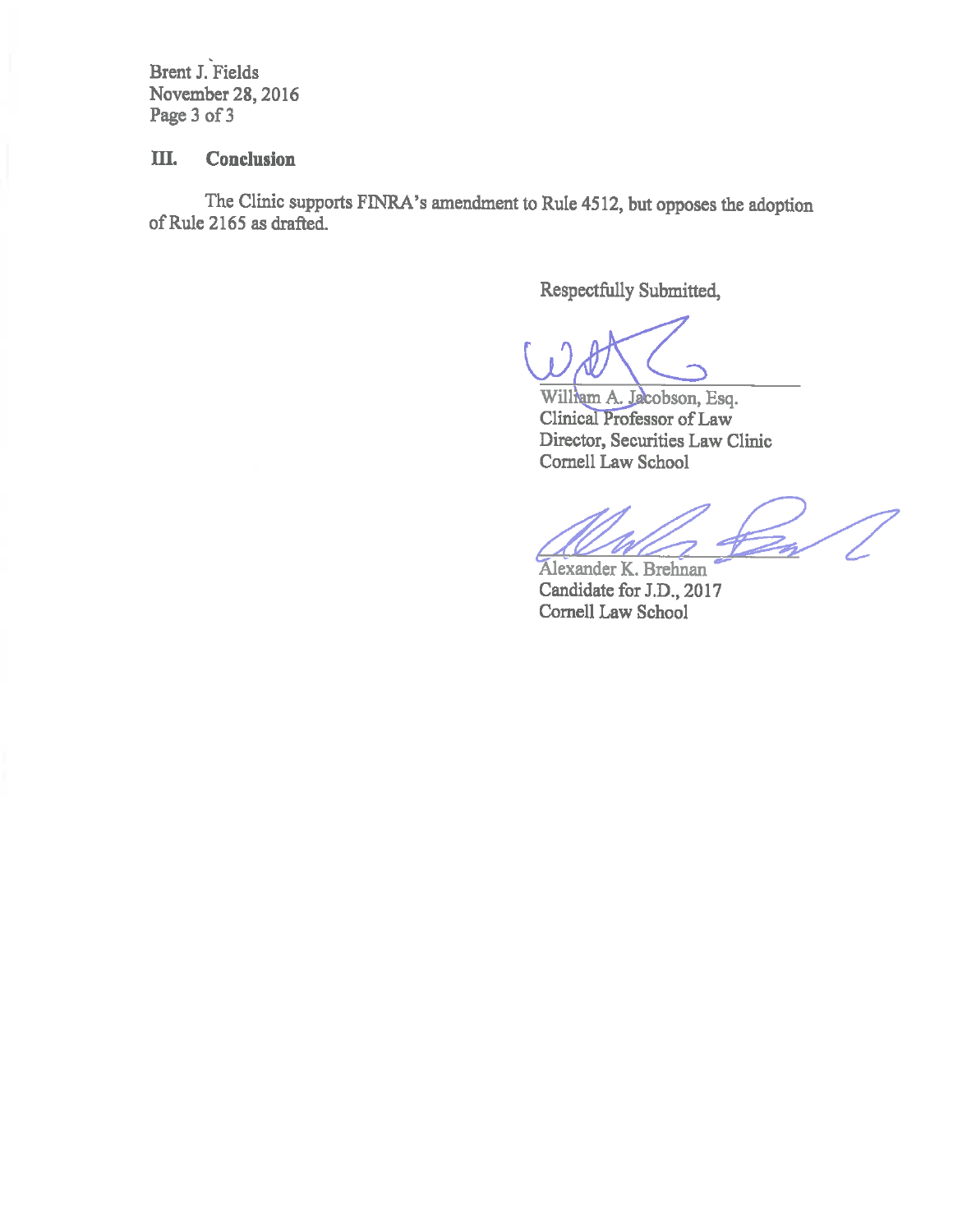## III. Conclusion

The Clinic supports FINRA's amendment to Rule 4512, but opposes the adoption of Rule 2165 as drafted.

Respectfully Submitted,

William A. Jacobson, Esq.  
Clinical Professor of Law  
Director, Securities Law Clinic  
Cornell Law School

Alexander K. Brehnan  
Candidate for J.D., 2017  
Cornell Law School